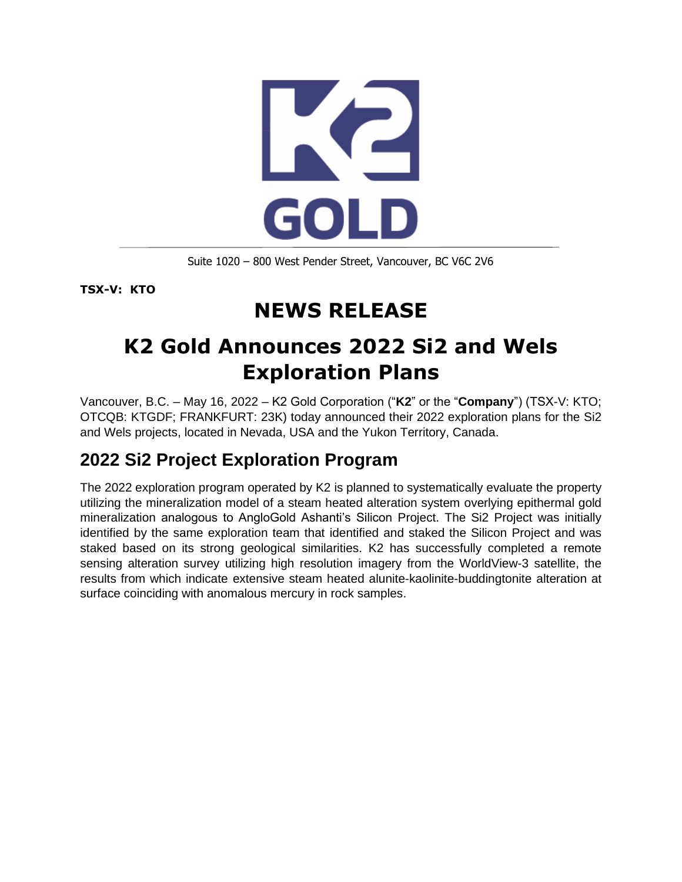Suite 1020 – 800 West Pender Street, Vancouver, BC V6C 2V6

**TSX-V: KTO**

# NEWS RELEASE

# K2 Gold Announces 2022 Si2 and Wels Exploration Plans

Vancouver, B.C. – May 16, 2022 – K2 Gold Corporation ("**K2**" or the "**Company**") (TSX-V: KTO; OTCQB: KTGDF; FRANKFURT: 23K) today announced their 2022 exploration plans for the Si2 and Wels projects, located in Nevada, USA and the Yukon Territory, Canada.

## 2022 Si2 Project Exploration Program

The 2022 exploration program operated by K2 is planned to systematically evaluate the property utilizing the mineralization model of a steam heated alteration system overlying epithermal gold mineralization analogous to AngloGold Ashanti's Silicon Project. The Si2 Project was initially identified by the same exploration team that identified and staked the Silicon Project and was staked based on its strong geological similarities. K2 has successfully completed a remote sensing alteration survey utilizing high resolution imagery from the WorldView-3 satellite, the results from which indicate extensive steam heated alunite-kaolinite-buddingtonite alteration at surface coinciding with anomalous mercury in rock samples.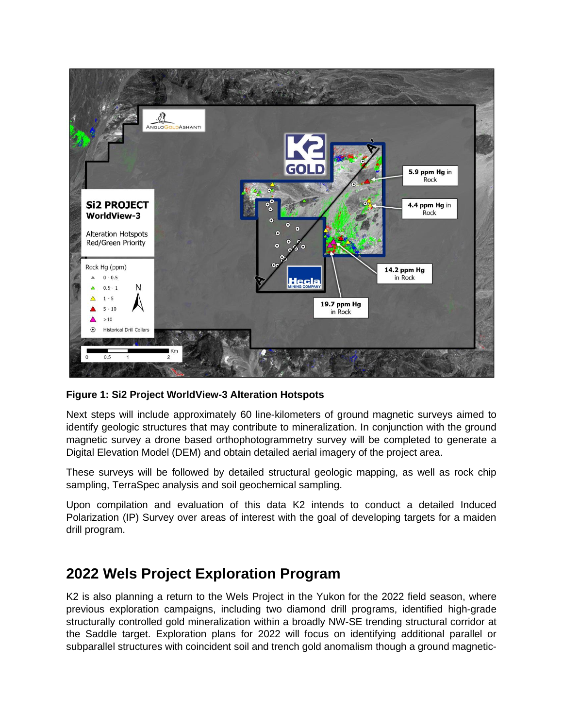**Figure 1: Si2 Project WorldView-3 Alteration Hotspots**

Next steps will include approximately 60 line-kilometers of ground magnetic surveys aimed to identify geologic structures that may contribute to mineralization. In conjunction with the ground magnetic survey a drone based orthophotogrammetry survey will be completed to generate a Digital Elevation Model (DEM) and obtain detailed aerial imagery of the project area.

These surveys will be followed by detailed structural geologic mapping, as well as rock chip sampling, TerraSpec analysis and soil geochemical sampling.

Upon compilation and evaluation of this data K2 intends to conduct a detailed Induced Polarization (IP) Survey over areas of interest with the goal of developing targets for a maiden drill program.

## 2022 Wels Project Exploration Program

K2 is also planning a return to the Wels Project in the Yukon for the 2022 field season, where previous exploration campaigns, including two diamond drill programs, identified high-grade structurally controlled gold mineralization within a broadly NW-SE trending structural corridor at the Saddle target. Exploration plans for 2022 will focus on identifying additional parallel or subparallel structures with coincident soil and trench gold anomalism though a ground magnetic-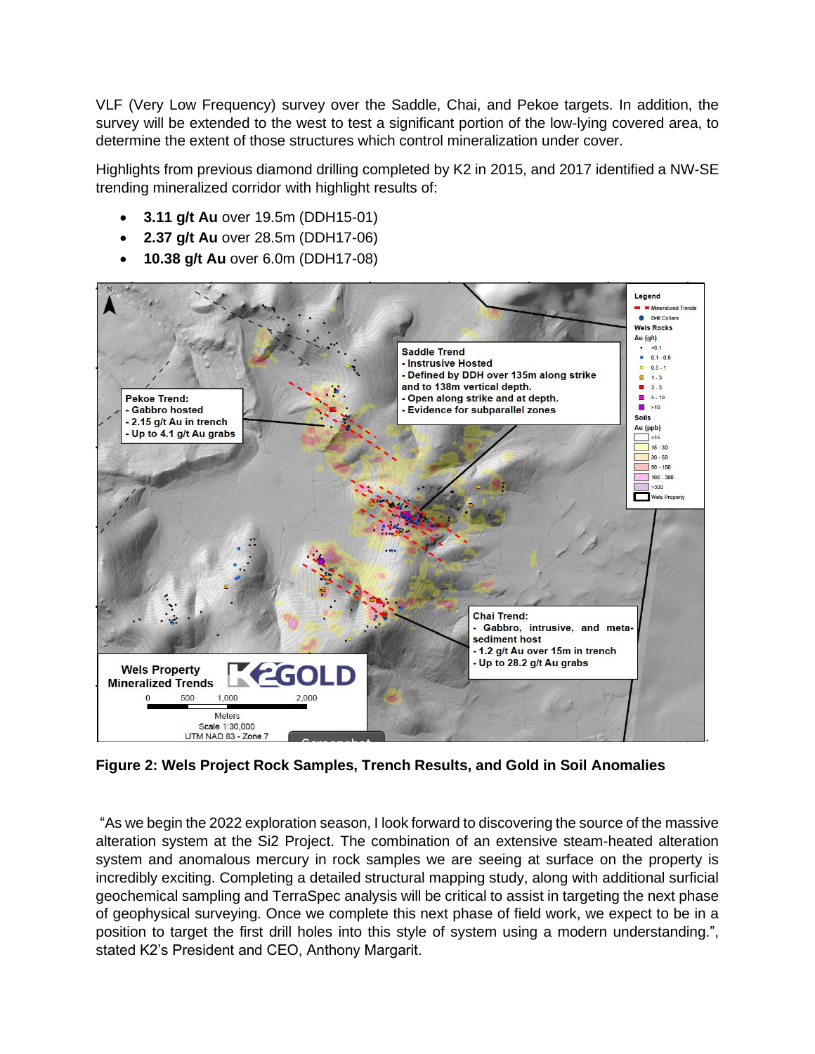VLF (Very Low Frequency) survey over the Saddle, Chai, and Pekoe targets. In addition, the survey will be extended to the west to test a significant portion of the low-lying covered area, to determine the extent of those structures which control mineralization under cover.

Highlights from previous diamond drilling completed by K2 in 2015, and 2017 identified a NW-SE trending mineralized corridor with highlight results of:

- **3.11 g/t Au** over 19.5m (DDH15-01)
- **2.37 g/t Au** over 28.5m (DDH17-06)
- **10.38 g/t Au** over 6.0m (DDH17-08)

**Figure 2: Wels Project Rock Samples, Trench Results, and Gold in Soil Anomalies**

"As we begin the 2022 exploration season, I look forward to discovering the source of the massive alteration system at the Si2 Project. The combination of an extensive steam-heated alteration system and anomalous mercury in rock samples we are seeing at surface on the property is incredibly exciting. Completing a detailed structural mapping study, along with additional surficial geochemical sampling and TerraSpec analysis will be critical to assist in targeting the next phase of geophysical surveying. Once we complete this next phase of field work, we expect to be in a position to target the first drill holes into this style of system using a modern understanding.", stated K2's President and CEO, Anthony Margarit.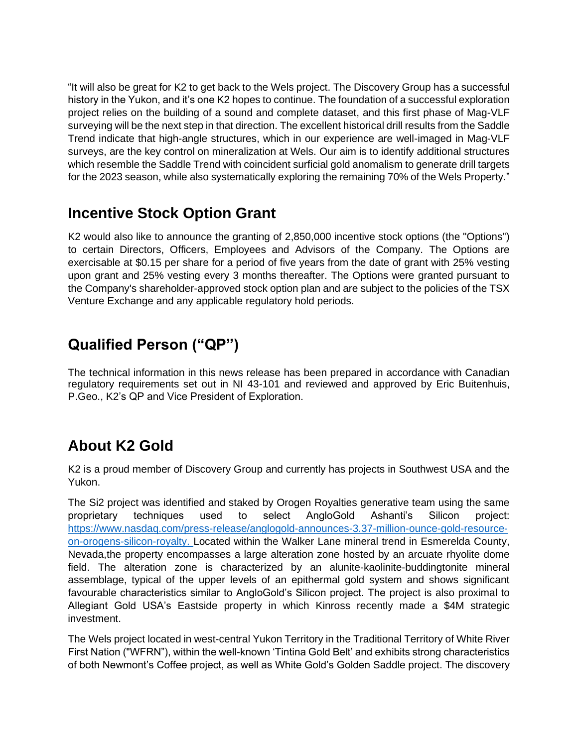"It will also be great for K2 to get back to the Wels project. The Discovery Group has a successful history in the Yukon, and it's one K2 hopes to continue. The foundation of a successful exploration project relies on the building of a sound and complete dataset, and this first phase of Mag-VLF surveying will be the next step in that direction. The excellent historical drill results from the Saddle Trend indicate that high-angle structures, which in our experience are well-imaged in Mag-VLF surveys, are the key control on mineralization at Wels. Our aim is to identify additional structures which resemble the Saddle Trend with coincident surficial gold anomalism to generate drill targets for the 2023 season, while also systematically exploring the remaining 70% of the Wels Property."

## Incentive Stock Option Grant

K2 would also like to announce the granting of 2,850,000 incentive stock options (the "Options") to certain Directors, Officers, Employees and Advisors of the Company. The Options are exercisable at $0.15 per share for a period of five years from the date of grant with 25% vesting upon grant and 25% vesting every 3 months thereafter. The Options were granted pursuant to the Company's shareholder-approved stock option plan and are subject to the policies of the TSX Venture Exchange and any applicable regulatory hold periods.

## Qualified Person ("QP")

The technical information in this news release has been prepared in accordance with Canadian regulatory requirements set out in NI 43-101 and reviewed and approved by Eric Buitenhuis, P.Geo., K2's QP and Vice President of Exploration.

## About K2 Gold

K2 is a proud member of Discovery Group and currently has projects in Southwest USA and the Yukon.

The Si2 project was identified and staked by Orogen Royalties generative team using the same proprietary techniques used to select AngloGold Ashanti's Silicon project: https://www.nasdaq.com/press-release/anglogold-announces-3.37-million-ounce-gold-resource-on-orogens-silicon-royalty. Located within the Walker Lane mineral trend in Esmerelda County, Nevada,the property encompasses a large alteration zone hosted by an arcuate rhyolite dome field. The alteration zone is characterized by an alunite-kaolinite-buddingtonite mineral assemblage, typical of the upper levels of an epithermal gold system and shows significant favourable characteristics similar to AngloGold's Silicon project. The project is also proximal to Allegiant Gold USA's Eastside property in which Kinross recently made a $4M strategic investment.

The Wels project located in west-central Yukon Territory in the Traditional Territory of White River First Nation ("WFRN"), within the well-known 'Tintina Gold Belt' and exhibits strong characteristics of both Newmont's Coffee project, as well as White Gold's Golden Saddle project. The discovery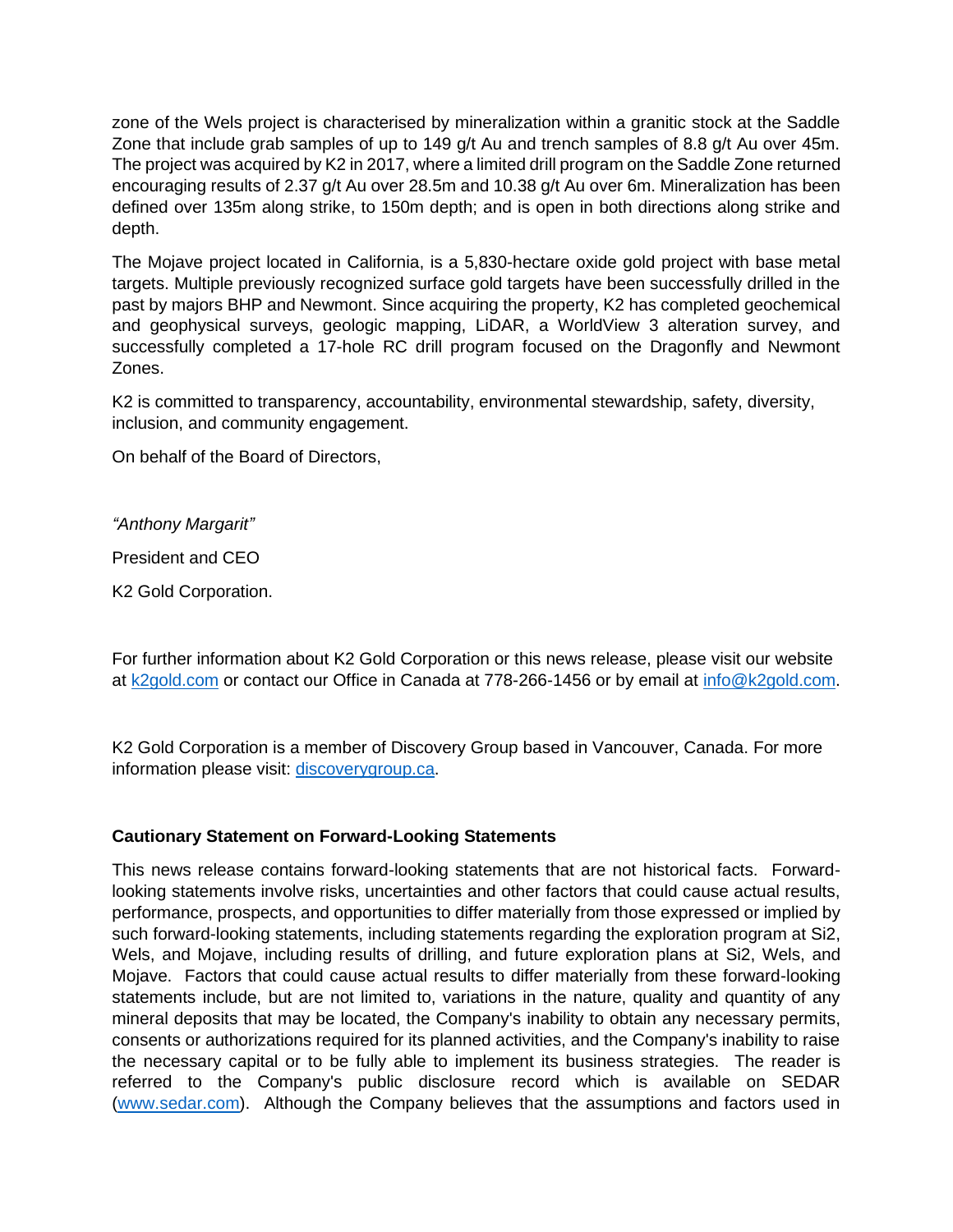zone of the Wels project is characterised by mineralization within a granitic stock at the Saddle Zone that include grab samples of up to 149 g/t Au and trench samples of 8.8 g/t Au over 45m. The project was acquired by K2 in 2017, where a limited drill program on the Saddle Zone returned encouraging results of 2.37 g/t Au over 28.5m and 10.38 g/t Au over 6m. Mineralization has been defined over 135m along strike, to 150m depth; and is open in both directions along strike and depth.

The Mojave project located in California, is a 5,830-hectare oxide gold project with base metal targets. Multiple previously recognized surface gold targets have been successfully drilled in the past by majors BHP and Newmont. Since acquiring the property, K2 has completed geochemical and geophysical surveys, geologic mapping, LiDAR, a WorldView 3 alteration survey, and successfully completed a 17-hole RC drill program focused on the Dragonfly and Newmont Zones.

K2 is committed to transparency, accountability, environmental stewardship, safety, diversity, inclusion, and community engagement.

On behalf of the Board of Directors,

*"Anthony Margarit"*

President and CEO

K2 Gold Corporation.

For further information about K2 Gold Corporation or this news release, please visit our website at [k2gold.com](k2gold.com) or contact our Office in Canada at 778-266-1456 or by email at [info@k2gold.com](mailto:info@k2gold.com).

K2 Gold Corporation is a member of Discovery Group based in Vancouver, Canada. For more information please visit: [discoverygroup.ca](discoverygroup.ca).

**Cautionary Statement on Forward-Looking Statements**

This news release contains forward-looking statements that are not historical facts. Forward-looking statements involve risks, uncertainties and other factors that could cause actual results, performance, prospects, and opportunities to differ materially from those expressed or implied by such forward-looking statements, including statements regarding the exploration program at Si2, Wels, and Mojave, including results of drilling, and future exploration plans at Si2, Wels, and Mojave. Factors that could cause actual results to differ materially from these forward-looking statements include, but are not limited to, variations in the nature, quality and quantity of any mineral deposits that may be located, the Company's inability to obtain any necessary permits, consents or authorizations required for its planned activities, and the Company's inability to raise the necessary capital or to be fully able to implement its business strategies. The reader is referred to the Company's public disclosure record which is available on SEDAR ([www.sedar.com](www.sedar.com)). Although the Company believes that the assumptions and factors used in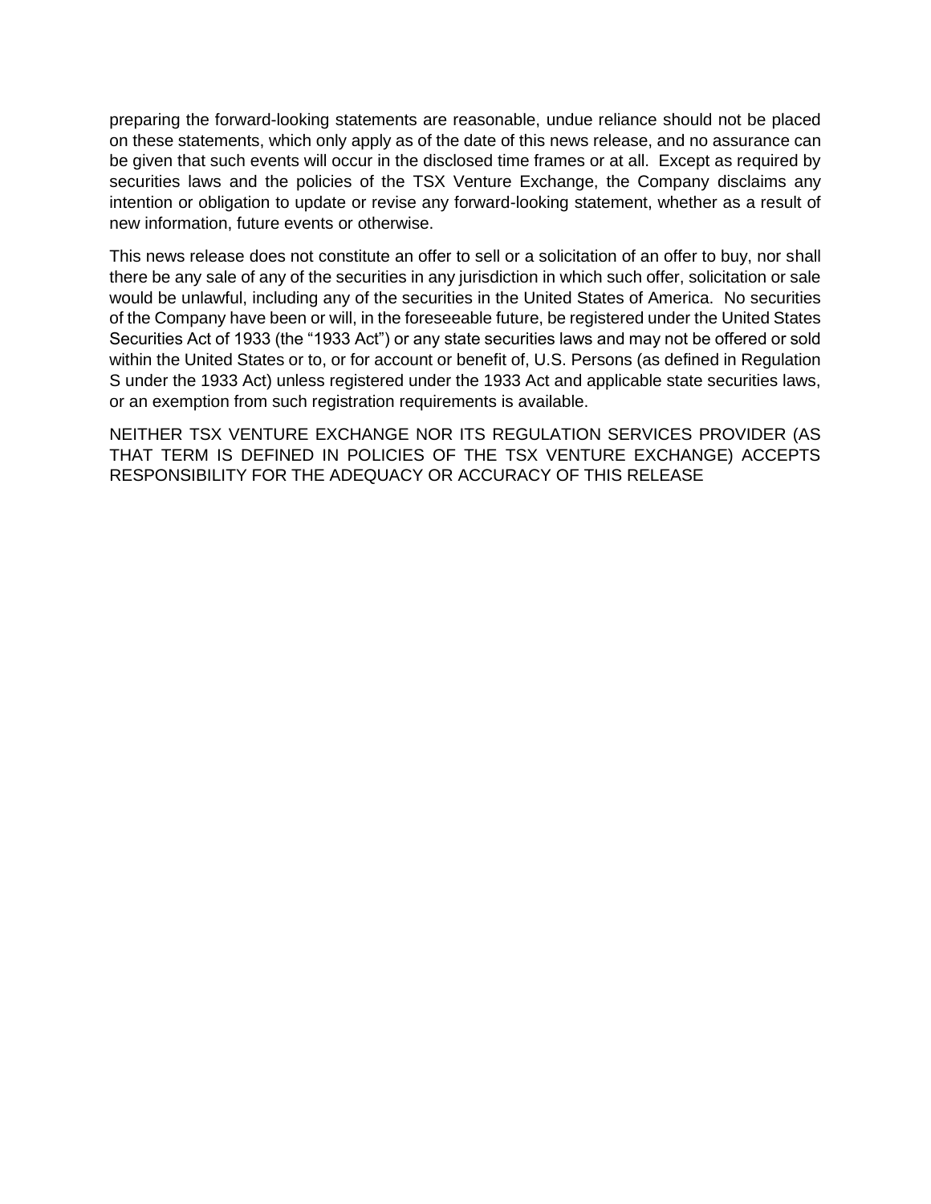preparing the forward-looking statements are reasonable, undue reliance should not be placed on these statements, which only apply as of the date of this news release, and no assurance can be given that such events will occur in the disclosed time frames or at all. Except as required by securities laws and the policies of the TSX Venture Exchange, the Company disclaims any intention or obligation to update or revise any forward-looking statement, whether as a result of new information, future events or otherwise.

This news release does not constitute an offer to sell or a solicitation of an offer to buy, nor shall there be any sale of any of the securities in any jurisdiction in which such offer, solicitation or sale would be unlawful, including any of the securities in the United States of America. No securities of the Company have been or will, in the foreseeable future, be registered under the United States Securities Act of 1933 (the "1933 Act") or any state securities laws and may not be offered or sold within the United States or to, or for account or benefit of, U.S. Persons (as defined in Regulation S under the 1933 Act) unless registered under the 1933 Act and applicable state securities laws, or an exemption from such registration requirements is available.

NEITHER TSX VENTURE EXCHANGE NOR ITS REGULATION SERVICES PROVIDER (AS THAT TERM IS DEFINED IN POLICIES OF THE TSX VENTURE EXCHANGE) ACCEPTS RESPONSIBILITY FOR THE ADEQUACY OR ACCURACY OF THIS RELEASE